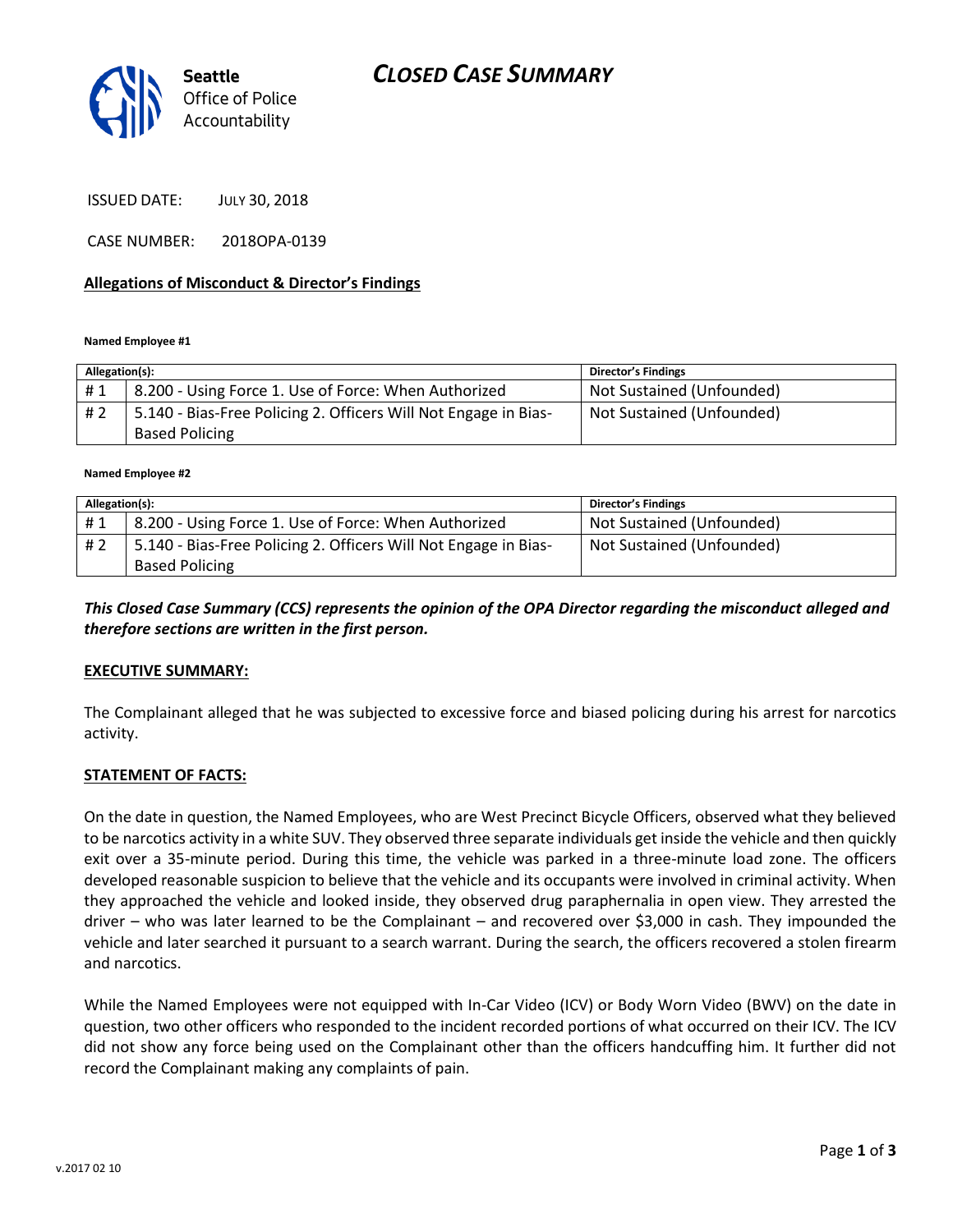Seattle Office of Police Accountability

# CLOSED CASE SUMMARY

ISSUED DATE: JULY 30, 2018

CASE NUMBER: 2018OPA-0139

**Allegations of Misconduct & Director's Findings**

**Named Employee #1**

| Allegation(s): | | Director's Findings |
|---|---|---|
| # 1 | 8.200 - Using Force 1. Use of Force: When Authorized | Not Sustained (Unfounded) |
| # 2 | 5.140 - Bias-Free Policing 2. Officers Will Not Engage in Bias-Based Policing | Not Sustained (Unfounded) |

**Named Employee #2**

| Allegation(s): | | Director's Findings |
|---|---|---|
| # 1 | 8.200 - Using Force 1. Use of Force: When Authorized | Not Sustained (Unfounded) |
| # 2 | 5.140 - Bias-Free Policing 2. Officers Will Not Engage in Bias-Based Policing | Not Sustained (Unfounded) |

***This Closed Case Summary (CCS) represents the opinion of the OPA Director regarding the misconduct alleged and therefore sections are written in the first person.***

**EXECUTIVE SUMMARY:**

The Complainant alleged that he was subjected to excessive force and biased policing during his arrest for narcotics activity.

**STATEMENT OF FACTS:**

On the date in question, the Named Employees, who are West Precinct Bicycle Officers, observed what they believed to be narcotics activity in a white SUV. They observed three separate individuals get inside the vehicle and then quickly exit over a 35-minute period. During this time, the vehicle was parked in a three-minute load zone. The officers developed reasonable suspicion to believe that the vehicle and its occupants were involved in criminal activity. When they approached the vehicle and looked inside, they observed drug paraphernalia in open view. They arrested the driver – who was later learned to be the Complainant – and recovered over $3,000 in cash. They impounded the vehicle and later searched it pursuant to a search warrant. During the search, the officers recovered a stolen firearm and narcotics.

While the Named Employees were not equipped with In-Car Video (ICV) or Body Worn Video (BWV) on the date in question, two other officers who responded to the incident recorded portions of what occurred on their ICV. The ICV did not show any force being used on the Complainant other than the officers handcuffing him. It further did not record the Complainant making any complaints of pain.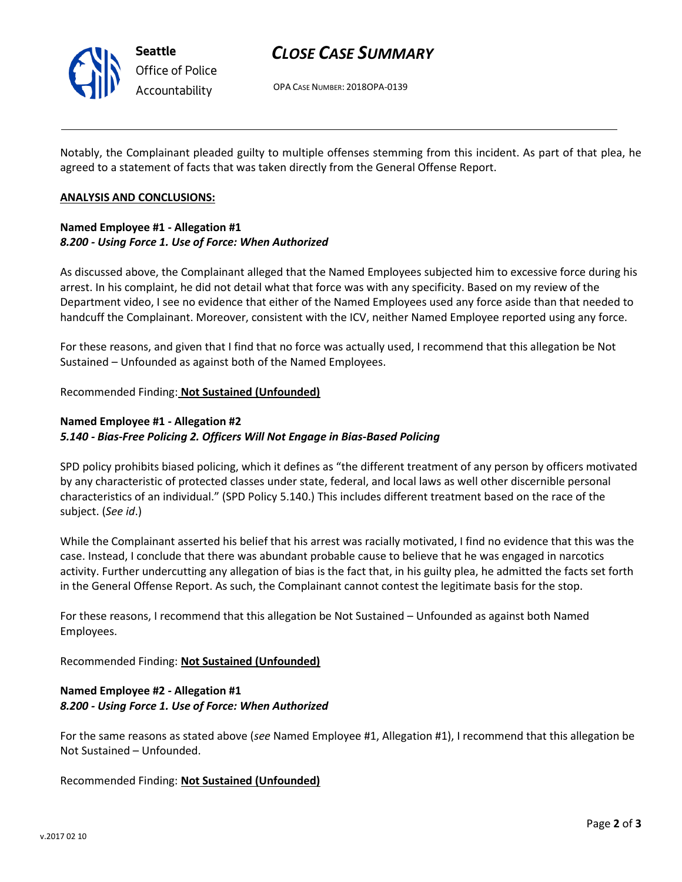Notably, the Complainant pleaded guilty to multiple offenses stemming from this incident. As part of that plea, he agreed to a statement of facts that was taken directly from the General Offense Report.

**ANALYSIS AND CONCLUSIONS:**

**Named Employee #1 - Allegation #1**
***8.200 - Using Force 1. Use of Force: When Authorized***

As discussed above, the Complainant alleged that the Named Employees subjected him to excessive force during his arrest. In his complaint, he did not detail what that force was with any specificity. Based on my review of the Department video, I see no evidence that either of the Named Employees used any force aside than that needed to handcuff the Complainant. Moreover, consistent with the ICV, neither Named Employee reported using any force.

For these reasons, and given that I find that no force was actually used, I recommend that this allegation be Not Sustained – Unfounded as against both of the Named Employees.

Recommended Finding: **Not Sustained (Unfounded)**

**Named Employee #1 - Allegation #2**
***5.140 - Bias-Free Policing 2. Officers Will Not Engage in Bias-Based Policing***

SPD policy prohibits biased policing, which it defines as "the different treatment of any person by officers motivated by any characteristic of protected classes under state, federal, and local laws as well other discernible personal characteristics of an individual." (SPD Policy 5.140.) This includes different treatment based on the race of the subject. (*See id*.)

While the Complainant asserted his belief that his arrest was racially motivated, I find no evidence that this was the case. Instead, I conclude that there was abundant probable cause to believe that he was engaged in narcotics activity. Further undercutting any allegation of bias is the fact that, in his guilty plea, he admitted the facts set forth in the General Offense Report. As such, the Complainant cannot contest the legitimate basis for the stop.

For these reasons, I recommend that this allegation be Not Sustained – Unfounded as against both Named Employees.

Recommended Finding: **Not Sustained (Unfounded)**

**Named Employee #2 - Allegation #1**
***8.200 - Using Force 1. Use of Force: When Authorized***

For the same reasons as stated above (*see* Named Employee #1, Allegation #1), I recommend that this allegation be Not Sustained – Unfounded.

Recommended Finding: **Not Sustained (Unfounded)**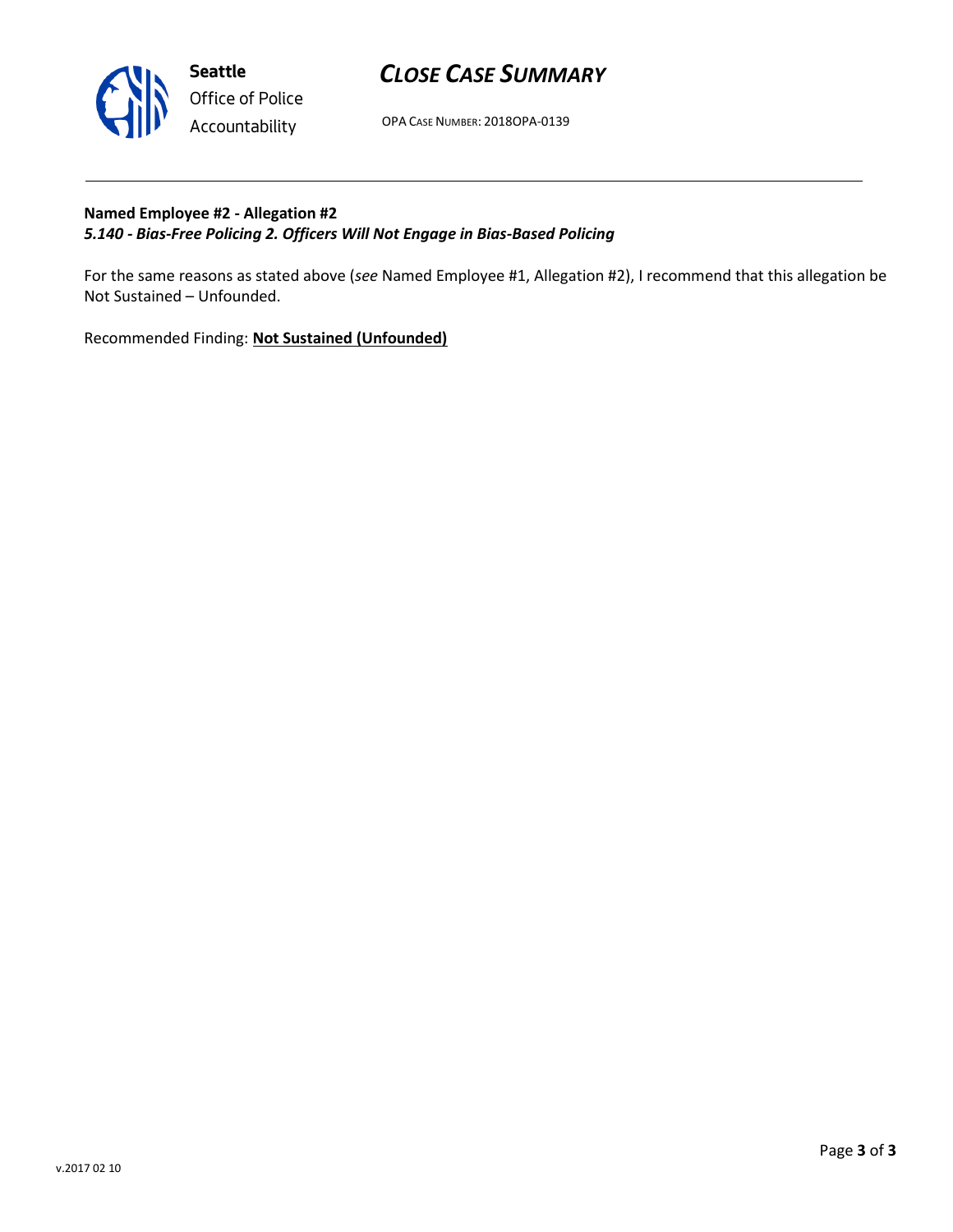**Named Employee #2 - Allegation #2**
***5.140 - Bias-Free Policing 2. Officers Will Not Engage in Bias-Based Policing***

For the same reasons as stated above (*see* Named Employee #1, Allegation #2), I recommend that this allegation be Not Sustained – Unfounded.

Recommended Finding: **Not Sustained (Unfounded)**